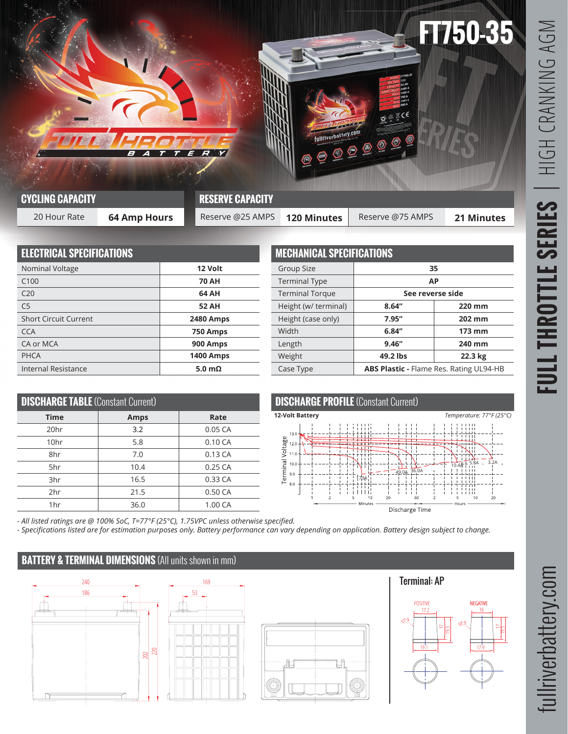# FT750-35

FULL THROTTLE SERIES | HIGH CRANKING AGM

## CYCLING CAPACITY

| 20 Hour Rate | 64 Amp Hours |
|---|---|

## RESERVE CAPACITY

| Reserve @25 AMPS | 120 Minutes | Reserve @75 AMPS | 21 Minutes |
|---|---|---|---|

## ELECTRICAL SPECIFICATIONS

| Specification | Value |
|---|---|
| Nominal Voltage | **12 Volt** |
| C100 | **70 AH** |
| C20 | **64 AH** |
| C5 | **52 AH** |
| Short Circuit Current | **2480 Amps** |
| CCA | **750 Amps** |
| CA or MCA | **900 Amps** |
| PHCA | **1400 Amps** |
| Internal Resistance | **5.0 mΩ** |

## MECHANICAL SPECIFICATIONS

| Specification | | |
|---|---|---|
| Group Size | **35** | |
| Terminal Type | **AP** | |
| Terminal Torque | **See reverse side** | |
| Height (w/ terminal) | **8.64"** | **220 mm** |
| Height (case only) | **7.95"** | **202 mm** |
| Width | **6.84"** | **173 mm** |
| Length | **9.46"** | **240 mm** |
| Weight | **49.2 lbs** | **22.3 kg** |
| Case Type | **ABS Plastic -** Flame Res. Rating UL94-HB | |

## DISCHARGE TABLE (Constant Current)

| Time | Amps | Rate |
|---|---|---|
| 20hr | 3.2 | 0.05 CA |
| 10hr | 5.8 | 0.10 CA |
| 8hr | 7.0 | 0.13 CA |
| 5hr | 10.4 | 0.25 CA |
| 3hr | 16.5 | 0.33 CA |
| 2hr | 21.5 | 0.50 CA |
| 1hr | 36.0 | 1.00 CA |

## DISCHARGE PROFILE (Constant Current)

12-Volt Battery — Temperature: 77°F (25°C)

Terminal Voltage vs. Discharge Time (Minutes / Hours); curves: 173A, 49.0A, 36.0A, 10.4A, 5.8A, 3.2A

*- All listed ratings are @ 100% SoC, T=77°F (25°C), 1.75VPC unless otherwise specified.*

*- Specifications listed are for estimation purposes only. Battery performance can vary depending on application. Battery design subject to change.*

## BATTERY & TERMINAL DIMENSIONS (All units shown in mm)

Dimensions: 240, 186, 169, 53, 202, 220

Terminal: AP

POSITIVE: 17.2, 19.1, 17, 19.5, 1:9

NEGATIVE: 16, 17.9, 17, 19.5, 1:9

fullriverbattery.com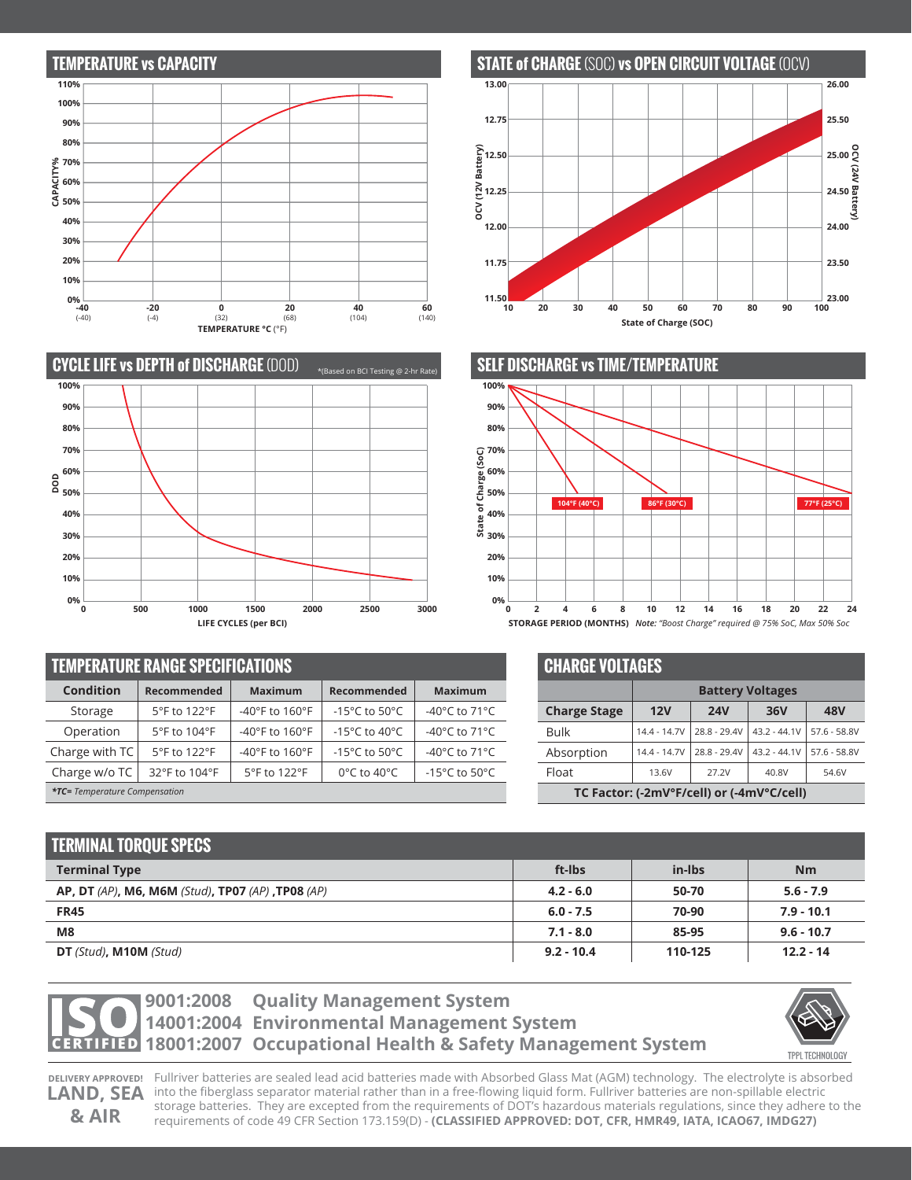## TEMPERATURE vs CAPACITY

110%
100%
90%
80%
70%
60%
50%
40%
30%
20%
10%
0%

CAPACITY%

-40 (-40)
-20 (-4)
0 (32)
20 (68)
40 (104)
60 (140)

TEMPERATURE °C (°F)

## STATE of CHARGE (SOC) vs OPEN CIRCUIT VOLTAGE (OCV)

13.00
12.75
12.50
12.25
12.00
11.75
11.50

OCV (12V Battery)

26.00
25.50
25.00
24.50
24.00
23.50
23.00

OCV (24V Battery)

10 20 30 40 50 60 70 80 90 100

State of Charge (SOC)

## CYCLE LIFE vs DEPTH of DISCHARGE (DOD)

*(Based on BCI Testing @ 2-hr Rate)

100%
90%
80%
70%
60%
50%
40%
30%
20%
10%
0%

DOD

0 500 1000 1500 2000 2500 3000

LIFE CYCLES (per BCI)

## SELF DISCHARGE vs TIME/TEMPERATURE

100%
90%
80%
70%
60%
50%
40%
30%
20%
10%
0%

State of Charge (SoC)

104°F (40°C)
86°F (30°C)
77°F (25°C)

0 2 4 6 8 10 12 14 16 18 20 22 24

STORAGE PERIOD (MONTHS) *Note: "Boost Charge" required @ 75% SoC, Max 50% Soc*

## TEMPERATURE RANGE SPECIFICATIONS

| Condition | Recommended | Maximum | Recommended | Maximum |
|---|---|---|---|---|
| Storage | 5°F to 122°F | -40°F to 160°F | -15°C to 50°C | -40°C to 71°C |
| Operation | 5°F to 104°F | -40°F to 160°F | -15°C to 40°C | -40°C to 71°C |
| Charge with TC | 5°F to 122°F | -40°F to 160°F | -15°C to 50°C | -40°C to 71°C |
| Charge w/o TC | 32°F to 104°F | 5°F to 122°F | 0°C to 40°C | -15°C to 50°C |

***TC=** Temperature Compensation*

## CHARGE VOLTAGES

| | Battery Voltages | | | |
|---|---|---|---|---|
| **Charge Stage** | **12V** | **24V** | **36V** | **48V** |
| Bulk | 14.4 - 14.7V | 28.8 - 29.4V | 43.2 - 44.1V | 57.6 - 58.8V |
| Absorption | 14.4 - 14.7V | 28.8 - 29.4V | 43.2 - 44.1V | 57.6 - 58.8V |
| Float | 13.6V | 27.2V | 40.8V | 54.6V |

**TC Factor: (-2mV°F/cell) or (-4mV°C/cell)**

## TERMINAL TORQUE SPECS

| Terminal Type | ft-lbs | in-lbs | Nm |
|---|---|---|---|
| **AP, DT** *(AP)*, **M6, M6M** *(Stud)*, **TP07** *(AP)* **,TP08** *(AP)* | **4.2 - 6.0** | **50-70** | **5.6 - 7.9** |
| **FR45** | **6.0 - 7.5** | **70-90** | **7.9 - 10.1** |
| **M8** | **7.1 - 8.0** | **85-95** | **9.6 - 10.7** |
| **DT** *(Stud)*, **M10M** *(Stud)* | **9.2 - 10.4** | **110-125** | **12.2 - 14** |

ISO CERTIFIED

**9001:2008 Quality Management System**
**14001:2004 Environmental Management System**
**18001:2007 Occupational Health & Safety Management System**

TPPL TECHNOLOGY

**DELIVERY APPROVED! LAND, SEA & AIR**

Fullriver batteries are sealed lead acid batteries made with Absorbed Glass Mat (AGM) technology. The electrolyte is absorbed into the fiberglass separator material rather than in a free-flowing liquid form. Fullriver batteries are non-spillable electric storage batteries. They are excepted from the requirements of DOT's hazardous materials regulations, since they adhere to the requirements of code 49 CFR Section 173.159(D) - **(CLASSIFIED APPROVED: DOT, CFR, HMR49, IATA, ICAO67, IMDG27)**